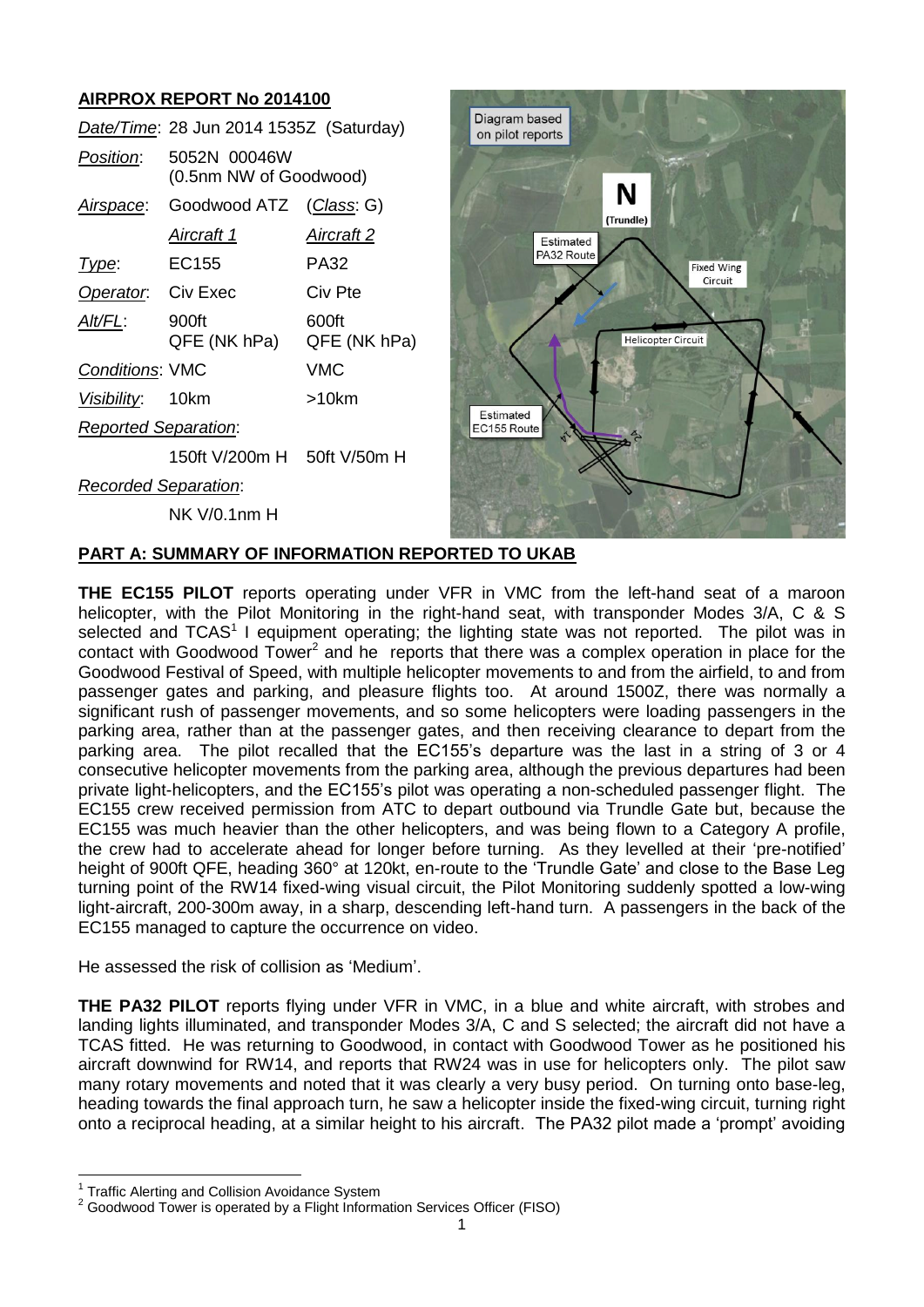## AIRPROX REPORT No 2014100

| | | |
|---|---|---|
| *Date/Time*: | 28 Jun 2014 1535Z (Saturday) | |
| *Position*: | 5052N 00046W (0.5nm NW of Goodwood) | |
| *Airspace*: | Goodwood ATZ | (*Class*: G) |
| | *Aircraft 1* | *Aircraft 2* |
| *Type*: | EC155 | PA32 |
| *Operator*: | Civ Exec | Civ Pte |
| *Alt/FL*: | 900ft QFE (NK hPa) | 600ft QFE (NK hPa) |
| *Conditions*: | VMC | VMC |
| *Visibility*: | 10km | >10km |
| *Reported Separation*: | | |
| | 150ft V/200m H | 50ft V/50m H |
| *Recorded Separation*: | | |
| | NK V/0.1nm H | |

Diagram based on pilot reports

N (Trundle)

Estimated PA32 Route

Fixed Wing Circuit

Helicopter Circuit

Estimated EC155 Route

14

24

## PART A: SUMMARY OF INFORMATION REPORTED TO UKAB

**THE EC155 PILOT** reports operating under VFR in VMC from the left-hand seat of a maroon helicopter, with the Pilot Monitoring in the right-hand seat, with transponder Modes 3/A, C & S selected and TCAS[1] I equipment operating; the lighting state was not reported. The pilot was in contact with Goodwood Tower[2] and he reports that there was a complex operation in place for the Goodwood Festival of Speed, with multiple helicopter movements to and from the airfield, to and from passenger gates and parking, and pleasure flights too. At around 1500Z, there was normally a significant rush of passenger movements, and so some helicopters were loading passengers in the parking area, rather than at the passenger gates, and then receiving clearance to depart from the parking area. The pilot recalled that the EC155's departure was the last in a string of 3 or 4 consecutive helicopter movements from the parking area, although the previous departures had been private light-helicopters, and the EC155's pilot was operating a non-scheduled passenger flight. The EC155 crew received permission from ATC to depart outbound via Trundle Gate but, because the EC155 was much heavier than the other helicopters, and was being flown to a Category A profile, the crew had to accelerate ahead for longer before turning. As they levelled at their 'pre-notified' height of 900ft QFE, heading 360° at 120kt, en-route to the 'Trundle Gate' and close to the Base Leg turning point of the RW14 fixed-wing visual circuit, the Pilot Monitoring suddenly spotted a low-wing light-aircraft, 200-300m away, in a sharp, descending left-hand turn. A passengers in the back of the EC155 managed to capture the occurrence on video.

He assessed the risk of collision as 'Medium'.

**THE PA32 PILOT** reports flying under VFR in VMC, in a blue and white aircraft, with strobes and landing lights illuminated, and transponder Modes 3/A, C and S selected; the aircraft did not have a TCAS fitted. He was returning to Goodwood, in contact with Goodwood Tower as he positioned his aircraft downwind for RW14, and reports that RW24 was in use for helicopters only. The pilot saw many rotary movements and noted that it was clearly a very busy period. On turning onto base-leg, heading towards the final approach turn, he saw a helicopter inside the fixed-wing circuit, turning right onto a reciprocal heading, at a similar height to his aircraft. The PA32 pilot made a 'prompt' avoiding

[1] Traffic Alerting and Collision Avoidance System

[2] Goodwood Tower is operated by a Flight Information Services Officer (FISO)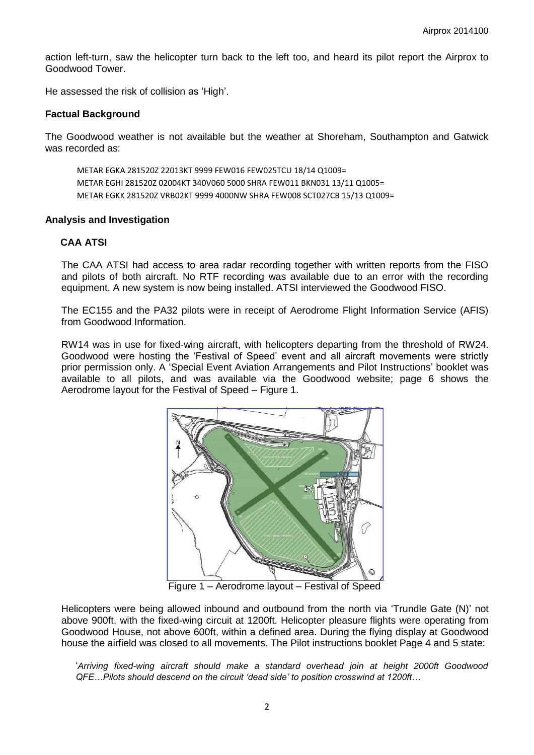action left-turn, saw the helicopter turn back to the left too, and heard its pilot report the Airprox to Goodwood Tower.

He assessed the risk of collision as 'High'.

## Factual Background

The Goodwood weather is not available but the weather at Shoreham, Southampton and Gatwick was recorded as:

```
METAR EGKA 281520Z 22013KT 9999 FEW016 FEW025TCU 18/14 Q1009=
METAR EGHI 281520Z 02004KT 340V060 5000 SHRA FEW011 BKN031 13/11 Q1005=
METAR EGKK 281520Z VRB02KT 9999 4000NW SHRA FEW008 SCT027CB 15/13 Q1009=
```

## Analysis and Investigation

### CAA ATSI

The CAA ATSI had access to area radar recording together with written reports from the FISO and pilots of both aircraft. No RTF recording was available due to an error with the recording equipment. A new system is now being installed. ATSI interviewed the Goodwood FISO.

The EC155 and the PA32 pilots were in receipt of Aerodrome Flight Information Service (AFIS) from Goodwood Information.

RW14 was in use for fixed-wing aircraft, with helicopters departing from the threshold of RW24. Goodwood were hosting the 'Festival of Speed' event and all aircraft movements were strictly prior permission only. A 'Special Event Aviation Arrangements and Pilot Instructions' booklet was available to all pilots, and was available via the Goodwood website; page 6 shows the Aerodrome layout for the Festival of Speed – Figure 1.

Figure 1 – Aerodrome layout – Festival of Speed

Helicopters were being allowed inbound and outbound from the north via 'Trundle Gate (N)' not above 900ft, with the fixed-wing circuit at 1200ft. Helicopter pleasure flights were operating from Goodwood House, not above 600ft, within a defined area. During the flying display at Goodwood house the airfield was closed to all movements. The Pilot instructions booklet Page 4 and 5 state:

'*Arriving fixed-wing aircraft should make a standard overhead join at height 2000ft Goodwood QFE…Pilots should descend on the circuit 'dead side' to position crosswind at 1200ft…*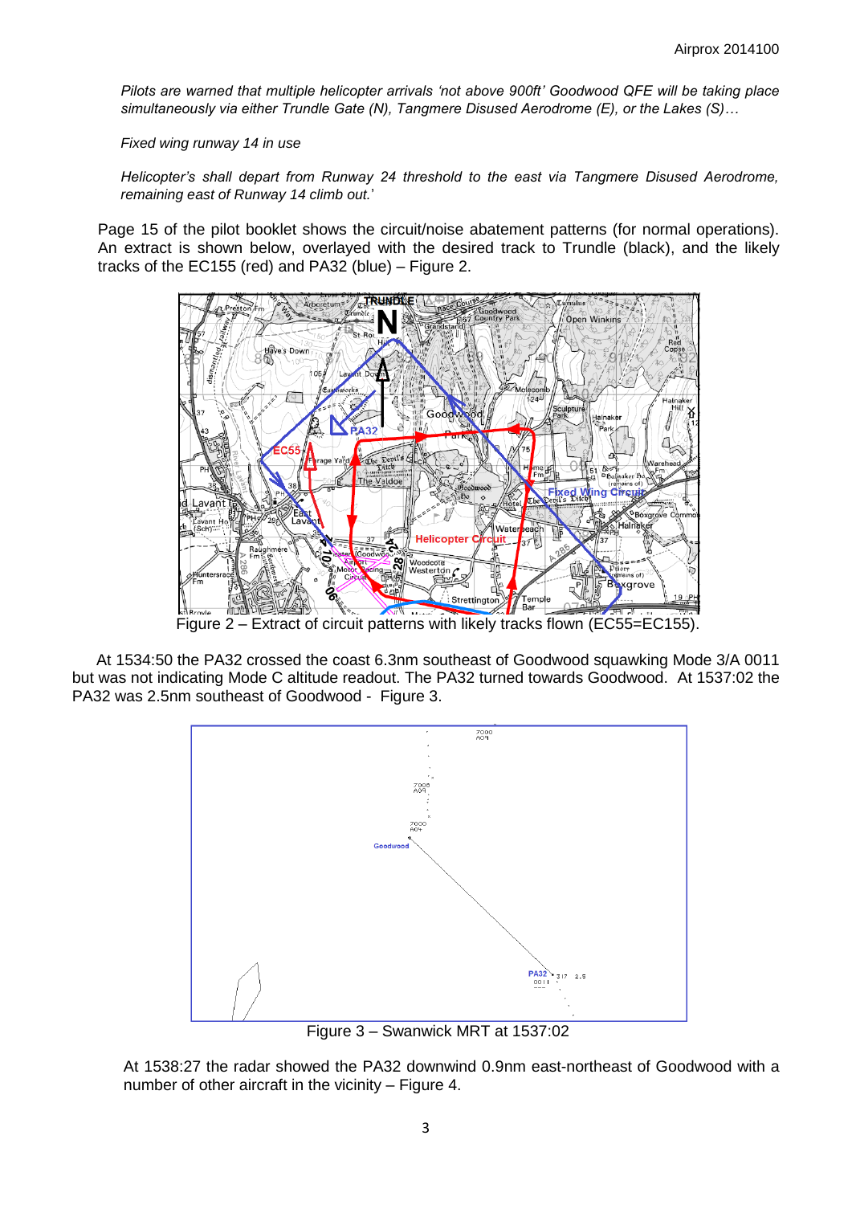*Pilots are warned that multiple helicopter arrivals 'not above 900ft' Goodwood QFE will be taking place simultaneously via either Trundle Gate (N), Tangmere Disused Aerodrome (E), or the Lakes (S)…*

*Fixed wing runway 14 in use*

*Helicopter's shall depart from Runway 24 threshold to the east via Tangmere Disused Aerodrome, remaining east of Runway 14 climb out.*'

Page 15 of the pilot booklet shows the circuit/noise abatement patterns (for normal operations). An extract is shown below, overlayed with the desired track to Trundle (black), and the likely tracks of the EC155 (red) and PA32 (blue) – Figure 2.

Figure 2 – Extract of circuit patterns with likely tracks flown (EC55=EC155).

At 1534:50 the PA32 crossed the coast 6.3nm southeast of Goodwood squawking Mode 3/A 0011 but was not indicating Mode C altitude readout. The PA32 turned towards Goodwood. At 1537:02 the PA32 was 2.5nm southeast of Goodwood - Figure 3.

Figure 3 – Swanwick MRT at 1537:02

At 1538:27 the radar showed the PA32 downwind 0.9nm east-northeast of Goodwood with a number of other aircraft in the vicinity – Figure 4.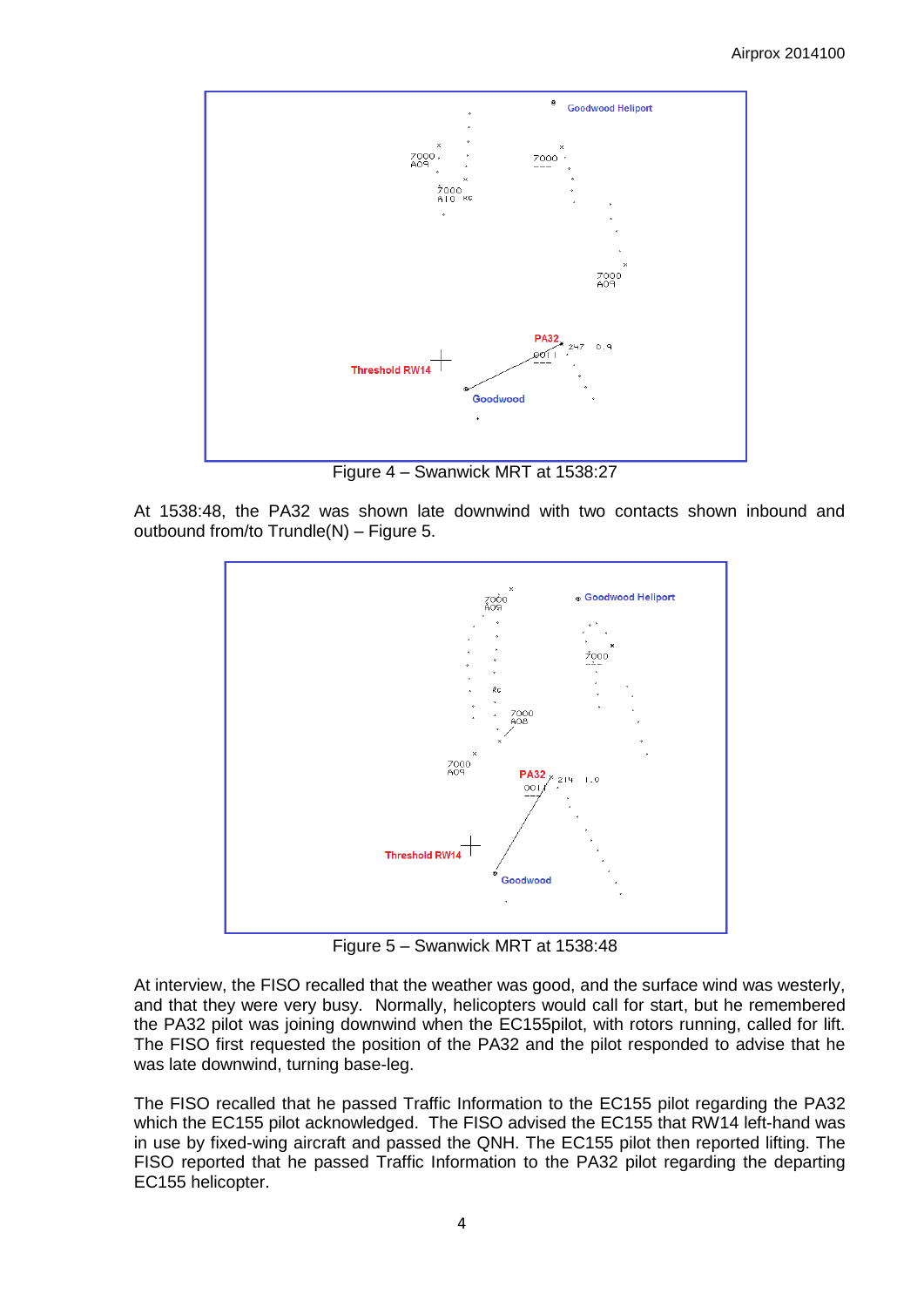Figure 4 – Swanwick MRT at 1538:27

At 1538:48, the PA32 was shown late downwind with two contacts shown inbound and outbound from/to Trundle(N) – Figure 5.

Figure 5 – Swanwick MRT at 1538:48

At interview, the FISO recalled that the weather was good, and the surface wind was westerly, and that they were very busy. Normally, helicopters would call for start, but he remembered the PA32 pilot was joining downwind when the EC155pilot, with rotors running, called for lift. The FISO first requested the position of the PA32 and the pilot responded to advise that he was late downwind, turning base-leg.

The FISO recalled that he passed Traffic Information to the EC155 pilot regarding the PA32 which the EC155 pilot acknowledged. The FISO advised the EC155 that RW14 left-hand was in use by fixed-wing aircraft and passed the QNH. The EC155 pilot then reported lifting. The FISO reported that he passed Traffic Information to the PA32 pilot regarding the departing EC155 helicopter.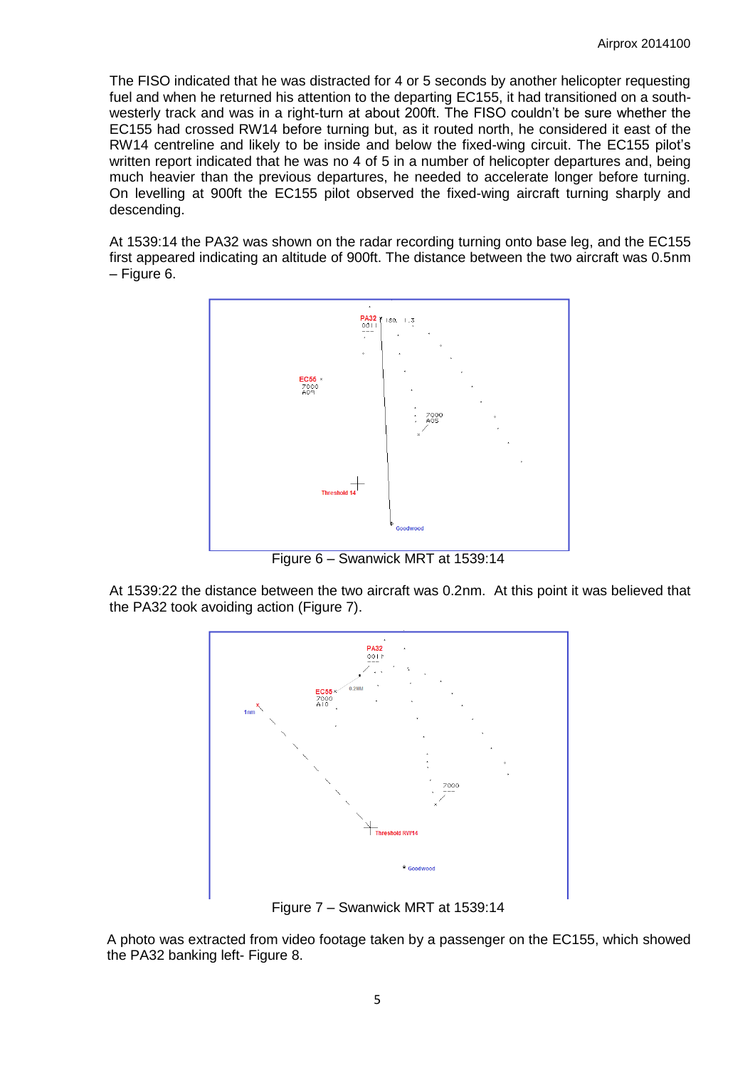The FISO indicated that he was distracted for 4 or 5 seconds by another helicopter requesting fuel and when he returned his attention to the departing EC155, it had transitioned on a south-westerly track and was in a right-turn at about 200ft. The FISO couldn't be sure whether the EC155 had crossed RW14 before turning but, as it routed north, he considered it east of the RW14 centreline and likely to be inside and below the fixed-wing circuit. The EC155 pilot's written report indicated that he was no 4 of 5 in a number of helicopter departures and, being much heavier than the previous departures, he needed to accelerate longer before turning. On levelling at 900ft the EC155 pilot observed the fixed-wing aircraft turning sharply and descending.

At 1539:14 the PA32 was shown on the radar recording turning onto base leg, and the EC155 first appeared indicating an altitude of 900ft. The distance between the two aircraft was 0.5nm – Figure 6.

Figure 6 – Swanwick MRT at 1539:14

At 1539:22 the distance between the two aircraft was 0.2nm. At this point it was believed that the PA32 took avoiding action (Figure 7).

Figure 7 – Swanwick MRT at 1539:14

A photo was extracted from video footage taken by a passenger on the EC155, which showed the PA32 banking left- Figure 8.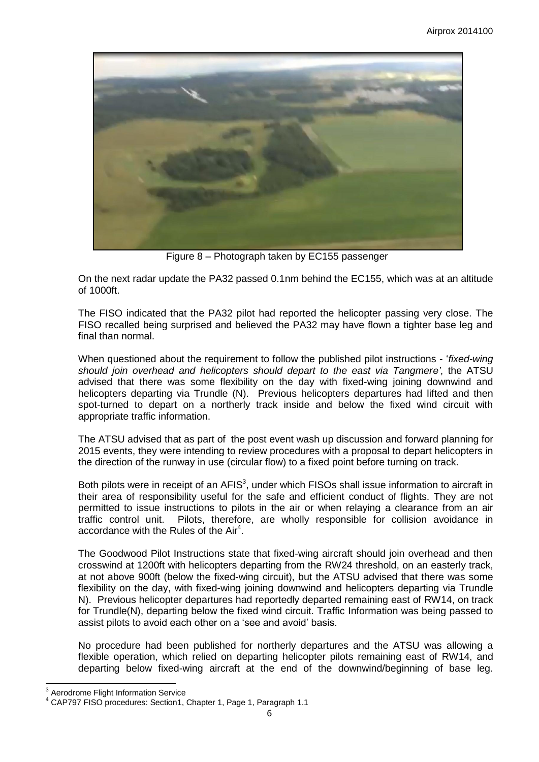Figure 8 – Photograph taken by EC155 passenger

On the next radar update the PA32 passed 0.1nm behind the EC155, which was at an altitude of 1000ft.

The FISO indicated that the PA32 pilot had reported the helicopter passing very close. The FISO recalled being surprised and believed the PA32 may have flown a tighter base leg and final than normal.

When questioned about the requirement to follow the published pilot instructions - '*fixed-wing should join overhead and helicopters should depart to the east via Tangmere'*, the ATSU advised that there was some flexibility on the day with fixed-wing joining downwind and helicopters departing via Trundle (N). Previous helicopters departures had lifted and then spot-turned to depart on a northerly track inside and below the fixed wind circuit with appropriate traffic information.

The ATSU advised that as part of the post event wash up discussion and forward planning for 2015 events, they were intending to review procedures with a proposal to depart helicopters in the direction of the runway in use (circular flow) to a fixed point before turning on track.

Both pilots were in receipt of an AFIS[3], under which FISOs shall issue information to aircraft in their area of responsibility useful for the safe and efficient conduct of flights. They are not permitted to issue instructions to pilots in the air or when relaying a clearance from an air traffic control unit. Pilots, therefore, are wholly responsible for collision avoidance in accordance with the Rules of the Air[4].

The Goodwood Pilot Instructions state that fixed-wing aircraft should join overhead and then crosswind at 1200ft with helicopters departing from the RW24 threshold, on an easterly track, at not above 900ft (below the fixed-wing circuit), but the ATSU advised that there was some flexibility on the day, with fixed-wing joining downwind and helicopters departing via Trundle N). Previous helicopter departures had reportedly departed remaining east of RW14, on track for Trundle(N), departing below the fixed wind circuit. Traffic Information was being passed to assist pilots to avoid each other on a 'see and avoid' basis.

No procedure had been published for northerly departures and the ATSU was allowing a flexible operation, which relied on departing helicopter pilots remaining east of RW14, and departing below fixed-wing aircraft at the end of the downwind/beginning of base leg.

[3] Aerodrome Flight Information Service

[4] CAP797 FISO procedures: Section1, Chapter 1, Page 1, Paragraph 1.1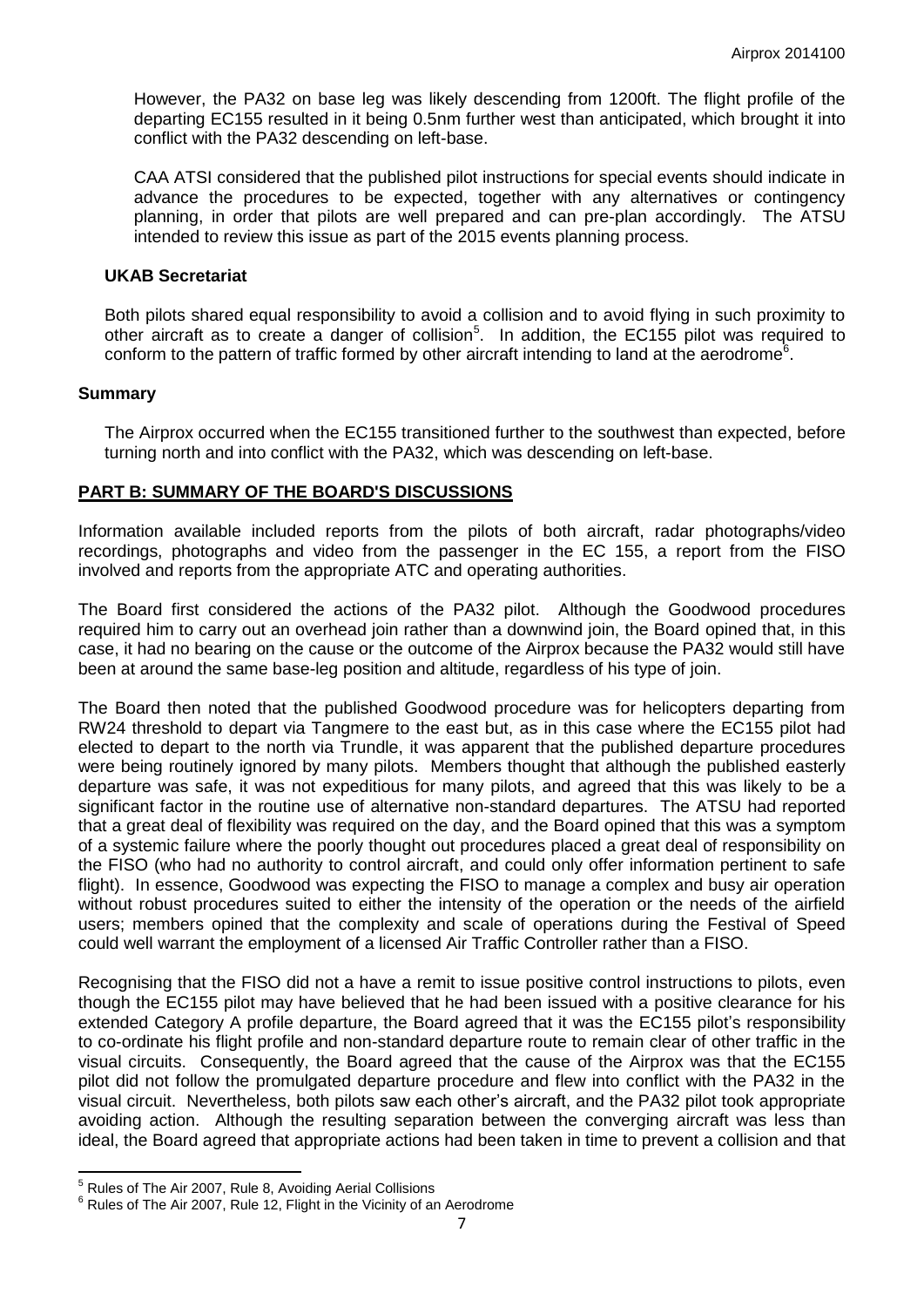However, the PA32 on base leg was likely descending from 1200ft. The flight profile of the departing EC155 resulted in it being 0.5nm further west than anticipated, which brought it into conflict with the PA32 descending on left-base.

CAA ATSI considered that the published pilot instructions for special events should indicate in advance the procedures to be expected, together with any alternatives or contingency planning, in order that pilots are well prepared and can pre-plan accordingly. The ATSU intended to review this issue as part of the 2015 events planning process.

### UKAB Secretariat

Both pilots shared equal responsibility to avoid a collision and to avoid flying in such proximity to other aircraft as to create a danger of collision[5]. In addition, the EC155 pilot was required to conform to the pattern of traffic formed by other aircraft intending to land at the aerodrome[6].

### Summary

The Airprox occurred when the EC155 transitioned further to the southwest than expected, before turning north and into conflict with the PA32, which was descending on left-base.

## PART B: SUMMARY OF THE BOARD'S DISCUSSIONS

Information available included reports from the pilots of both aircraft, radar photographs/video recordings, photographs and video from the passenger in the EC 155, a report from the FISO involved and reports from the appropriate ATC and operating authorities.

The Board first considered the actions of the PA32 pilot. Although the Goodwood procedures required him to carry out an overhead join rather than a downwind join, the Board opined that, in this case, it had no bearing on the cause or the outcome of the Airprox because the PA32 would still have been at around the same base-leg position and altitude, regardless of his type of join.

The Board then noted that the published Goodwood procedure was for helicopters departing from RW24 threshold to depart via Tangmere to the east but, as in this case where the EC155 pilot had elected to depart to the north via Trundle, it was apparent that the published departure procedures were being routinely ignored by many pilots. Members thought that although the published easterly departure was safe, it was not expeditious for many pilots, and agreed that this was likely to be a significant factor in the routine use of alternative non-standard departures. The ATSU had reported that a great deal of flexibility was required on the day, and the Board opined that this was a symptom of a systemic failure where the poorly thought out procedures placed a great deal of responsibility on the FISO (who had no authority to control aircraft, and could only offer information pertinent to safe flight). In essence, Goodwood was expecting the FISO to manage a complex and busy air operation without robust procedures suited to either the intensity of the operation or the needs of the airfield users; members opined that the complexity and scale of operations during the Festival of Speed could well warrant the employment of a licensed Air Traffic Controller rather than a FISO.

Recognising that the FISO did not a have a remit to issue positive control instructions to pilots, even though the EC155 pilot may have believed that he had been issued with a positive clearance for his extended Category A profile departure, the Board agreed that it was the EC155 pilot's responsibility to co-ordinate his flight profile and non-standard departure route to remain clear of other traffic in the visual circuits. Consequently, the Board agreed that the cause of the Airprox was that the EC155 pilot did not follow the promulgated departure procedure and flew into conflict with the PA32 in the visual circuit. Nevertheless, both pilots saw each other's aircraft, and the PA32 pilot took appropriate avoiding action. Although the resulting separation between the converging aircraft was less than ideal, the Board agreed that appropriate actions had been taken in time to prevent a collision and that

---

[5] Rules of The Air 2007, Rule 8, Avoiding Aerial Collisions

[6] Rules of The Air 2007, Rule 12, Flight in the Vicinity of an Aerodrome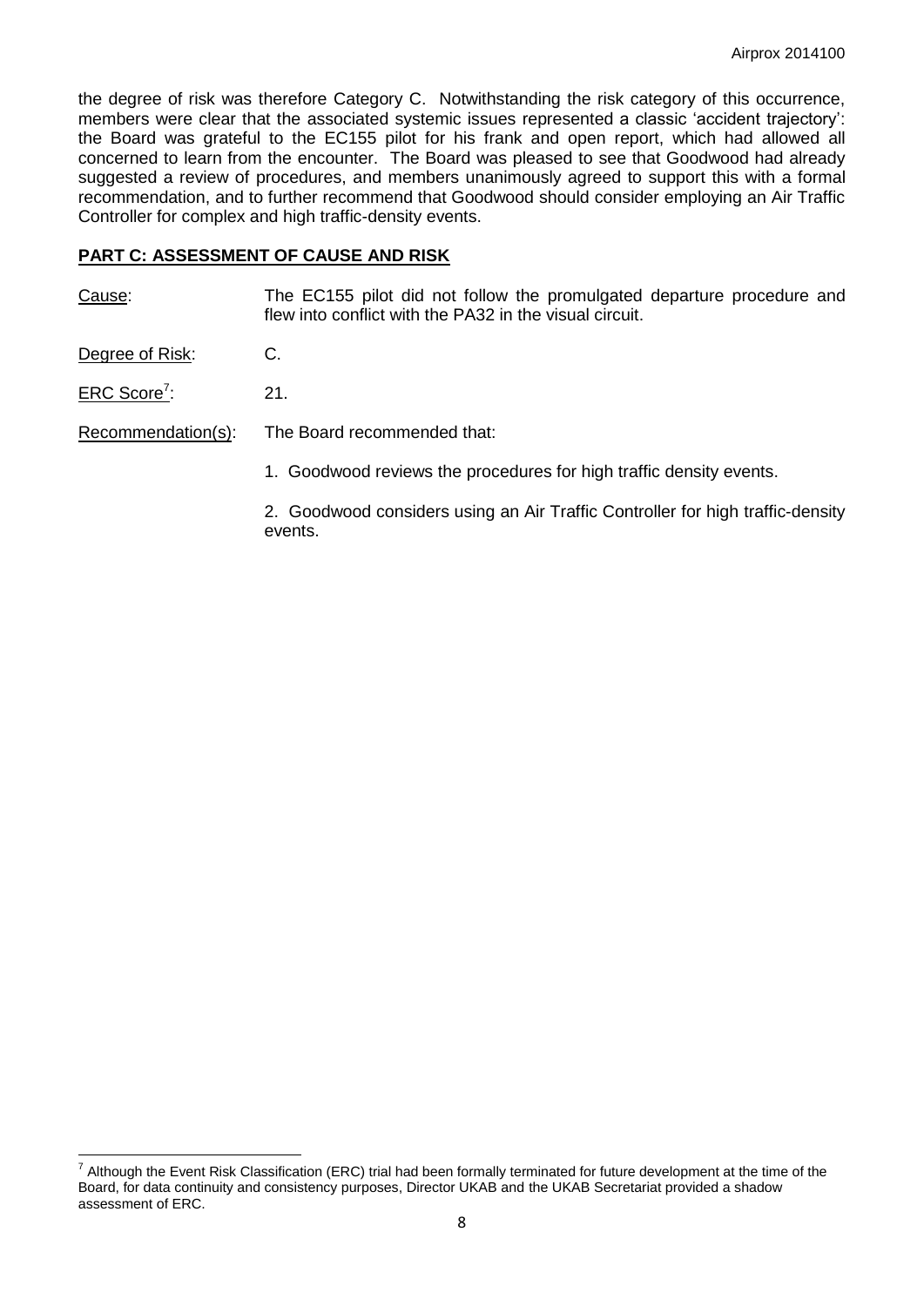the degree of risk was therefore Category C. Notwithstanding the risk category of this occurrence, members were clear that the associated systemic issues represented a classic 'accident trajectory': the Board was grateful to the EC155 pilot for his frank and open report, which had allowed all concerned to learn from the encounter. The Board was pleased to see that Goodwood had already suggested a review of procedures, and members unanimously agreed to support this with a formal recommendation, and to further recommend that Goodwood should consider employing an Air Traffic Controller for complex and high traffic-density events.

## PART C: ASSESSMENT OF CAUSE AND RISK

Cause: The EC155 pilot did not follow the promulgated departure procedure and flew into conflict with the PA32 in the visual circuit.

Degree of Risk: C.

ERC Score[7]: 21.

Recommendation(s): The Board recommended that:

1. Goodwood reviews the procedures for high traffic density events.

2. Goodwood considers using an Air Traffic Controller for high traffic-density events.

[7] Although the Event Risk Classification (ERC) trial had been formally terminated for future development at the time of the Board, for data continuity and consistency purposes, Director UKAB and the UKAB Secretariat provided a shadow assessment of ERC.